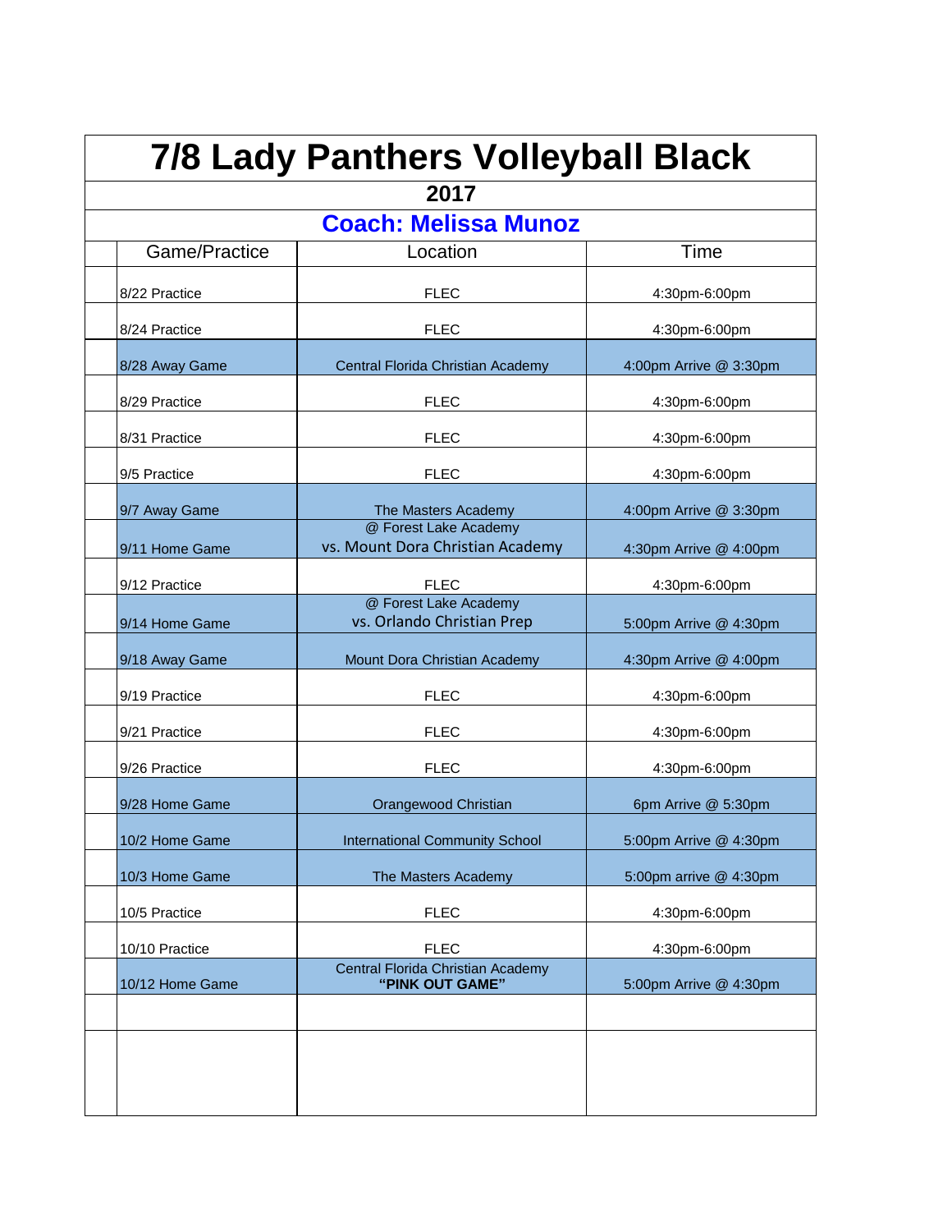# 7/8 Lady Panthers Volleyball Black

## 2017

## Coach: Melissa Munoz

| Game/Practice | Location | Time |
|---|---|---|
| 8/22 Practice | FLEC | 4:30pm-6:00pm |
| 8/24 Practice | FLEC | 4:30pm-6:00pm |
| 8/28 Away Game | Central Florida Christian Academy | 4:00pm Arrive @ 3:30pm |
| 8/29 Practice | FLEC | 4:30pm-6:00pm |
| 8/31 Practice | FLEC | 4:30pm-6:00pm |
| 9/5 Practice | FLEC | 4:30pm-6:00pm |
| 9/7 Away Game | The Masters Academy | 4:00pm Arrive @ 3:30pm |
| 9/11 Home Game | @ Forest Lake Academy vs. Mount Dora Christian Academy | 4:30pm Arrive @ 4:00pm |
| 9/12 Practice | FLEC | 4:30pm-6:00pm |
| 9/14 Home Game | @ Forest Lake Academy vs. Orlando Christian Prep | 5:00pm Arrive @ 4:30pm |
| 9/18 Away Game | Mount Dora Christian Academy | 4:30pm Arrive @ 4:00pm |
| 9/19 Practice | FLEC | 4:30pm-6:00pm |
| 9/21 Practice | FLEC | 4:30pm-6:00pm |
| 9/26 Practice | FLEC | 4:30pm-6:00pm |
| 9/28 Home Game | Orangewood Christian | 6pm Arrive @ 5:30pm |
| 10/2 Home Game | International Community School | 5:00pm Arrive @ 4:30pm |
| 10/3 Home Game | The Masters Academy | 5:00pm arrive @ 4:30pm |
| 10/5 Practice | FLEC | 4:30pm-6:00pm |
| 10/10 Practice | FLEC | 4:30pm-6:00pm |
| 10/12 Home Game | Central Florida Christian Academy **"PINK OUT GAME"** | 5:00pm Arrive @ 4:30pm |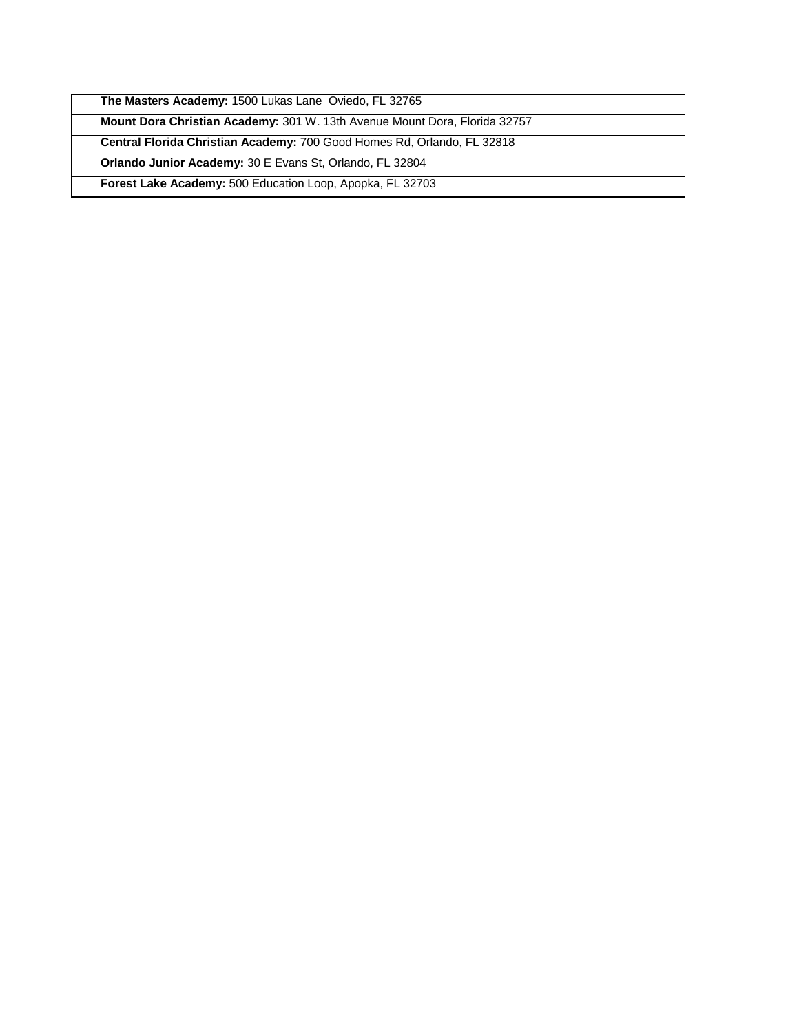| | |
|---|---|
| | **The Masters Academy:** 1500 Lukas Lane  Oviedo, FL 32765 |
| | **Mount Dora Christian Academy:** 301 W. 13th Avenue Mount Dora, Florida 32757 |
| | **Central Florida Christian Academy:** 700 Good Homes Rd, Orlando, FL 32818 |
| | **Orlando Junior Academy:** 30 E Evans St, Orlando, FL 32804 |
| | **Forest Lake Academy:** 500 Education Loop, Apopka, FL 32703 |